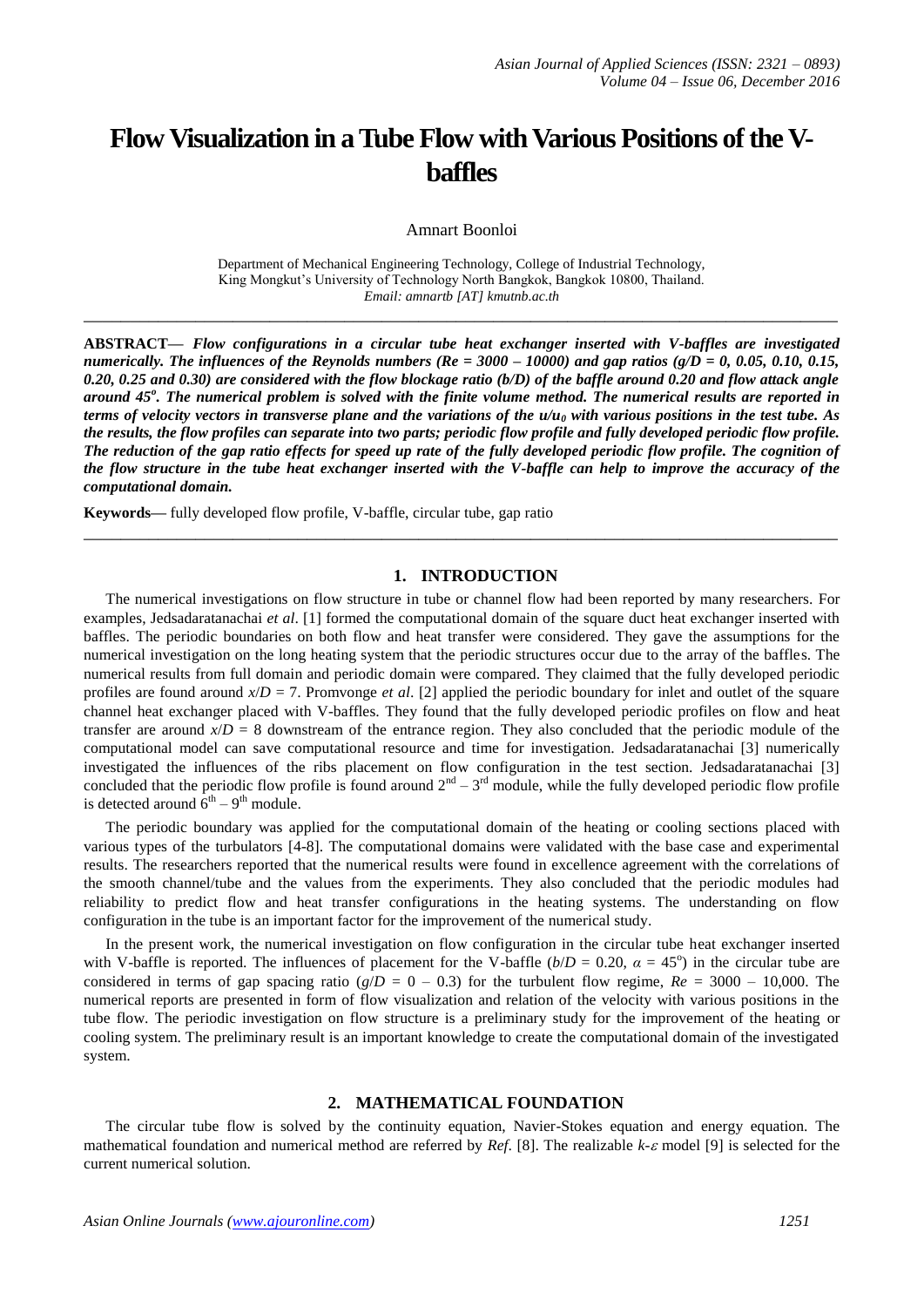# Flow Visualization in a Tube Flow with Various Positions of the V-baffles

Amnart Boonloi

Department of Mechanical Engineering Technology, College of Industrial Technology,
King Mongkut's University of Technology North Bangkok, Bangkok 10800, Thailand.
*Email: amnartb [AT] kmutnb.ac.th*

---

**ABSTRACT—** ***Flow configurations in a circular tube heat exchanger inserted with V-baffles are investigated numerically. The influences of the Reynolds numbers (Re = 3000 – 10000) and gap ratios (g/D = 0, 0.05, 0.10, 0.15, 0.20, 0.25 and 0.30) are considered with the flow blockage ratio (b/D) of the baffle around 0.20 and flow attack angle around 45°. The numerical problem is solved with the finite volume method. The numerical results are reported in terms of velocity vectors in transverse plane and the variations of the $u/u_0$ with various positions in the test tube. As the results, the flow profiles can separate into two parts; periodic flow profile and fully developed periodic flow profile. The reduction of the gap ratio effects for speed up rate of the fully developed periodic flow profile. The cognition of the flow structure in the tube heat exchanger inserted with the V-baffle can help to improve the accuracy of the computational domain.***

**Keywords—** fully developed flow profile, V-baffle, circular tube, gap ratio

---

## 1. INTRODUCTION

The numerical investigations on flow structure in tube or channel flow had been reported by many researchers. For examples, Jedsadaratanachai *et al*. [1] formed the computational domain of the square duct heat exchanger inserted with baffles. The periodic boundaries on both flow and heat transfer were considered. They gave the assumptions for the numerical investigation on the long heating system that the periodic structures occur due to the array of the baffles. The numerical results from full domain and periodic domain were compared. They claimed that the fully developed periodic profiles are found around $x/D = 7$. Promvonge *et al*. [2] applied the periodic boundary for inlet and outlet of the square channel heat exchanger placed with V-baffles. They found that the fully developed periodic profiles on flow and heat transfer are around $x/D = 8$ downstream of the entrance region. They also concluded that the periodic module of the computational model can save computational resource and time for investigation. Jedsadaratanachai [3] numerically investigated the influences of the ribs placement on flow configuration in the test section. Jedsadaratanachai [3] concluded that the periodic flow profile is found around $2^{nd} – 3^{rd}$ module, while the fully developed periodic flow profile is detected around $6^{th} – 9^{th}$ module.

The periodic boundary was applied for the computational domain of the heating or cooling sections placed with various types of the turbulators [4-8]. The computational domains were validated with the base case and experimental results. The researchers reported that the numerical results were found in excellence agreement with the correlations of the smooth channel/tube and the values from the experiments. They also concluded that the periodic modules had reliability to predict flow and heat transfer configurations in the heating systems. The understanding on flow configuration in the tube is an important factor for the improvement of the numerical study.

In the present work, the numerical investigation on flow configuration in the circular tube heat exchanger inserted with V-baffle is reported. The influences of placement for the V-baffle ($b/D = 0.20$, $\alpha = 45°$) in the circular tube are considered in terms of gap spacing ratio ($g/D = 0 – 0.3$) for the turbulent flow regime, $Re = 3000 – 10{,}000$. The numerical reports are presented in form of flow visualization and relation of the velocity with various positions in the tube flow. The periodic investigation on flow structure is a preliminary study for the improvement of the heating or cooling system. The preliminary result is an important knowledge to create the computational domain of the investigated system.

## 2. MATHEMATICAL FOUNDATION

The circular tube flow is solved by the continuity equation, Navier-Stokes equation and energy equation. The mathematical foundation and numerical method are referred by *Ref*. [8]. The realizable $k$-$\varepsilon$ model [9] is selected for the current numerical solution.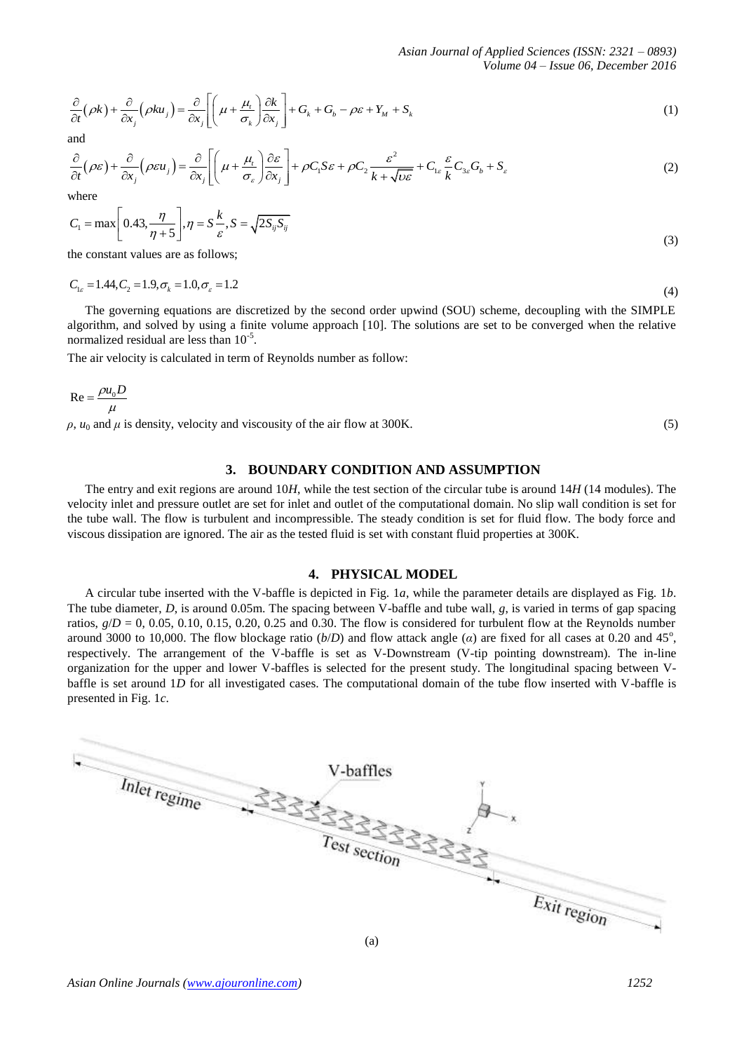$$\frac{\partial}{\partial t}(\rho k)+\frac{\partial}{\partial x_j}(\rho k u_j)=\frac{\partial}{\partial x_j}\left[\left(\mu+\frac{\mu_t}{\sigma_k}\right)\frac{\partial k}{\partial x_j}\right]+G_k+G_b-\rho\varepsilon+Y_M+S_k \tag{1}$$

and

$$\frac{\partial}{\partial t}(\rho \varepsilon)+\frac{\partial}{\partial x_j}(\rho \varepsilon u_j)=\frac{\partial}{\partial x_j}\left[\left(\mu+\frac{\mu_t}{\sigma_\varepsilon}\right)\frac{\partial \varepsilon}{\partial x_j}\right]+\rho C_1 S\varepsilon+\rho C_2\frac{\varepsilon^2}{k+\sqrt{\upsilon\varepsilon}}+C_{1\varepsilon}\frac{\varepsilon}{k}C_{3\varepsilon}G_b+S_\varepsilon \tag{2}$$

where

$$C_1=\max\left[0.43,\frac{\eta}{\eta+5}\right],\eta=S\frac{k}{\varepsilon},S=\sqrt{2S_{ij}S_{ij}} \tag{3}$$

the constant values are as follows;

$$C_{1\varepsilon}=1.44, C_2=1.9, \sigma_k=1.0, \sigma_\varepsilon=1.2 \tag{4}$$

The governing equations are discretized by the second order upwind (SOU) scheme, decoupling with the SIMPLE algorithm, and solved by using a finite volume approach [10]. The solutions are set to be converged when the relative normalized residual are less than $10^{-5}$.

The air velocity is calculated in term of Reynolds number as follow:

$$\mathrm{Re}=\frac{\rho u_0 D}{\mu}$$

$\rho$, $u_0$ and $\mu$ is density, velocity and viscousity of the air flow at 300K. (5)

## 3. BOUNDARY CONDITION AND ASSUMPTION

The entry and exit regions are around 10*H*, while the test section of the circular tube is around 14*H* (14 modules). The velocity inlet and pressure outlet are set for inlet and outlet of the computational domain. No slip wall condition is set for the tube wall. The flow is turbulent and incompressible. The steady condition is set for fluid flow. The body force and viscous dissipation are ignored. The air as the tested fluid is set with constant fluid properties at 300K.

## 4. PHYSICAL MODEL

A circular tube inserted with the V-baffle is depicted in Fig. 1*a*, while the parameter details are displayed as Fig. 1*b*. The tube diameter, *D*, is around 0.05m. The spacing between V-baffle and tube wall, *g*, is varied in terms of gap spacing ratios, $g/D$ = 0, 0.05, 0.10, 0.15, 0.20, 0.25 and 0.30. The flow is considered for turbulent flow at the Reynolds number around 3000 to 10,000. The flow blockage ratio ($b/D$) and flow attack angle ($\alpha$) are fixed for all cases at 0.20 and 45°, respectively. The arrangement of the V-baffle is set as V-Downstream (V-tip pointing downstream). The in-line organization for the upper and lower V-baffles is selected for the present study. The longitudinal spacing between V-baffle is set around 1*D* for all investigated cases. The computational domain of the tube flow inserted with V-baffle is presented in Fig. 1*c*.

(a)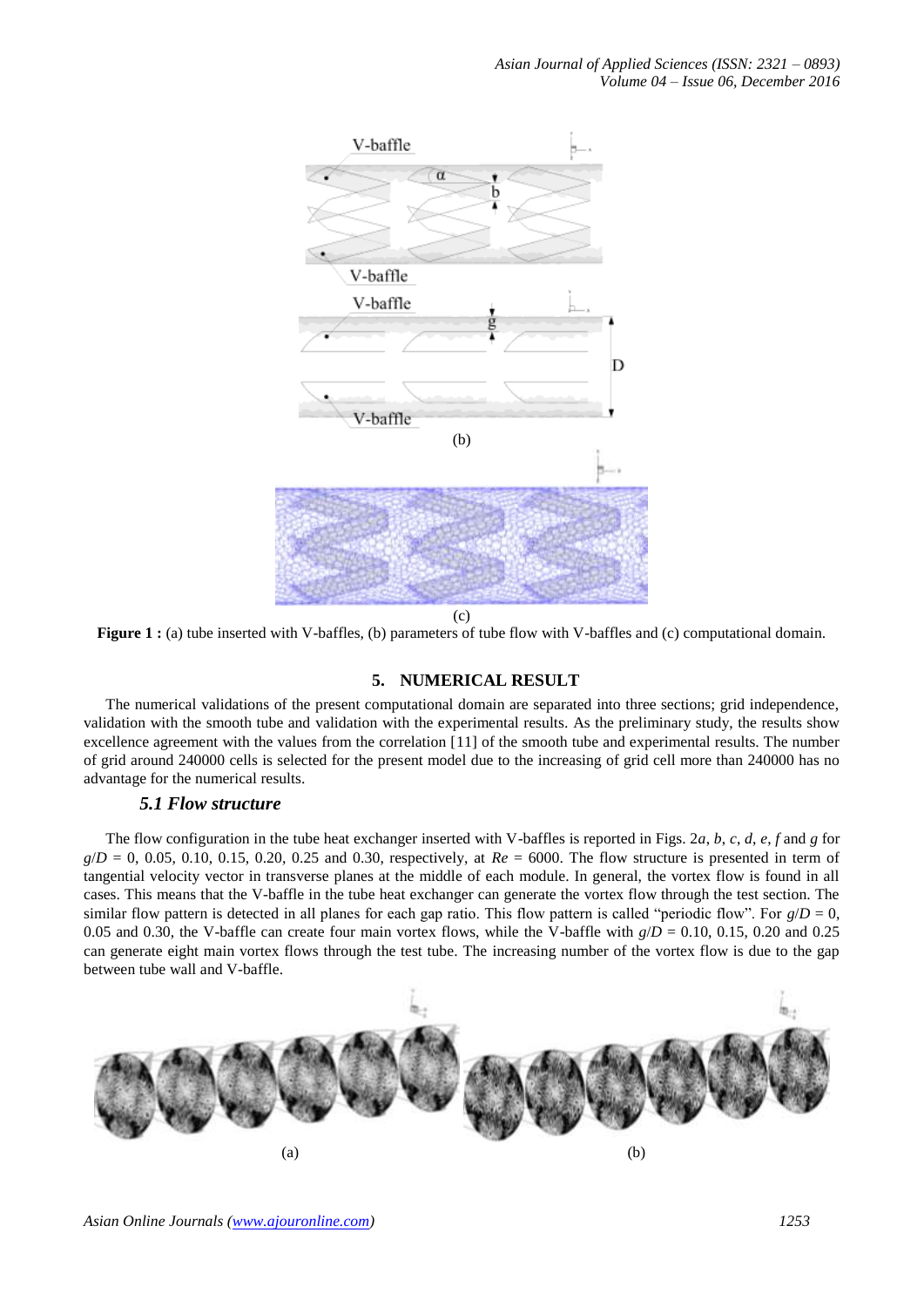(b)

(c)

**Figure 1 :** (a) tube inserted with V-baffles, (b) parameters of tube flow with V-baffles and (c) computational domain.

## 5. NUMERICAL RESULT

The numerical validations of the present computational domain are separated into three sections; grid independence, validation with the smooth tube and validation with the experimental results. As the preliminary study, the results show excellence agreement with the values from the correlation [11] of the smooth tube and experimental results. The number of grid around 240000 cells is selected for the present model due to the increasing of grid cell more than 240000 has no advantage for the numerical results.

### *5.1 Flow structure*

The flow configuration in the tube heat exchanger inserted with V-baffles is reported in Figs. 2*a*, *b*, *c*, *d*, *e*, *f* and *g* for $g/D$ = 0, 0.05, 0.10, 0.15, 0.20, 0.25 and 0.30, respectively, at $Re$ = 6000. The flow structure is presented in term of tangential velocity vector in transverse planes at the middle of each module. In general, the vortex flow is found in all cases. This means that the V-baffle in the tube heat exchanger can generate the vortex flow through the test section. The similar flow pattern is detected in all planes for each gap ratio. This flow pattern is called "periodic flow". For $g/D$ = 0, 0.05 and 0.30, the V-baffle can create four main vortex flows, while the V-baffle with $g/D$ = 0.10, 0.15, 0.20 and 0.25 can generate eight main vortex flows through the test tube. The increasing number of the vortex flow is due to the gap between tube wall and V-baffle.

(a) (b)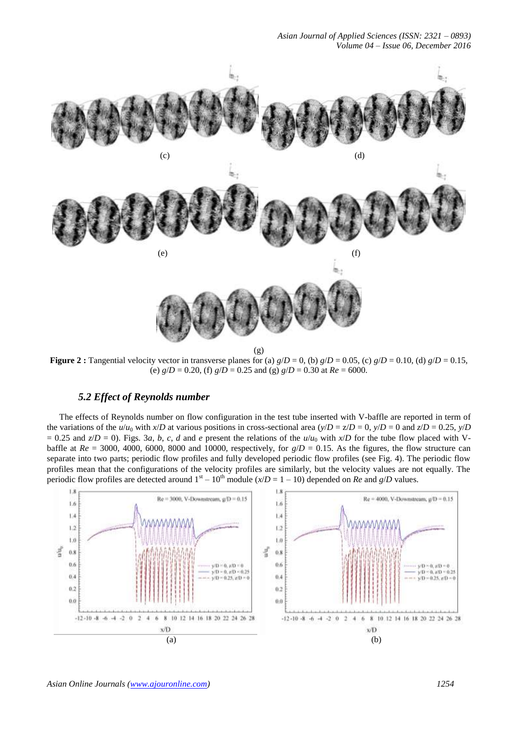(c) (d)

(e) (f)

(g)

**Figure 2 :** Tangential velocity vector in transverse planes for (a) $g/D = 0$, (b) $g/D = 0.05$, (c) $g/D = 0.10$, (d) $g/D = 0.15$, (e) $g/D = 0.20$, (f) $g/D = 0.25$ and (g) $g/D = 0.30$ at $Re = 6000$.

### *5.2 Effect of Reynolds number*

The effects of Reynolds number on flow configuration in the test tube inserted with V-baffle are reported in term of the variations of the $u/u_0$ with $x/D$ at various positions in cross-sectional area ($y/D = z/D = 0$, $y/D = 0$ and $z/D = 0.25$, $y/D = 0.25$ and $z/D = 0$). Figs. 3*a*, *b*, *c*, *d* and *e* present the relations of the $u/u_0$ with $x/D$ for the tube flow placed with V-baffle at $Re = 3000$, 4000, 6000, 8000 and 10000, respectively, for $g/D = 0.15$. As the figures, the flow structure can separate into two parts; periodic flow profiles and fully developed periodic flow profiles (see Fig. 4). The periodic flow profiles mean that the configurations of the velocity profiles are similarly, but the velocity values are not equally. The periodic flow profiles are detected around 1st – 10th module ($x/D = 1 – 10$) depended on $Re$ and $g/D$ values.

(a) (b)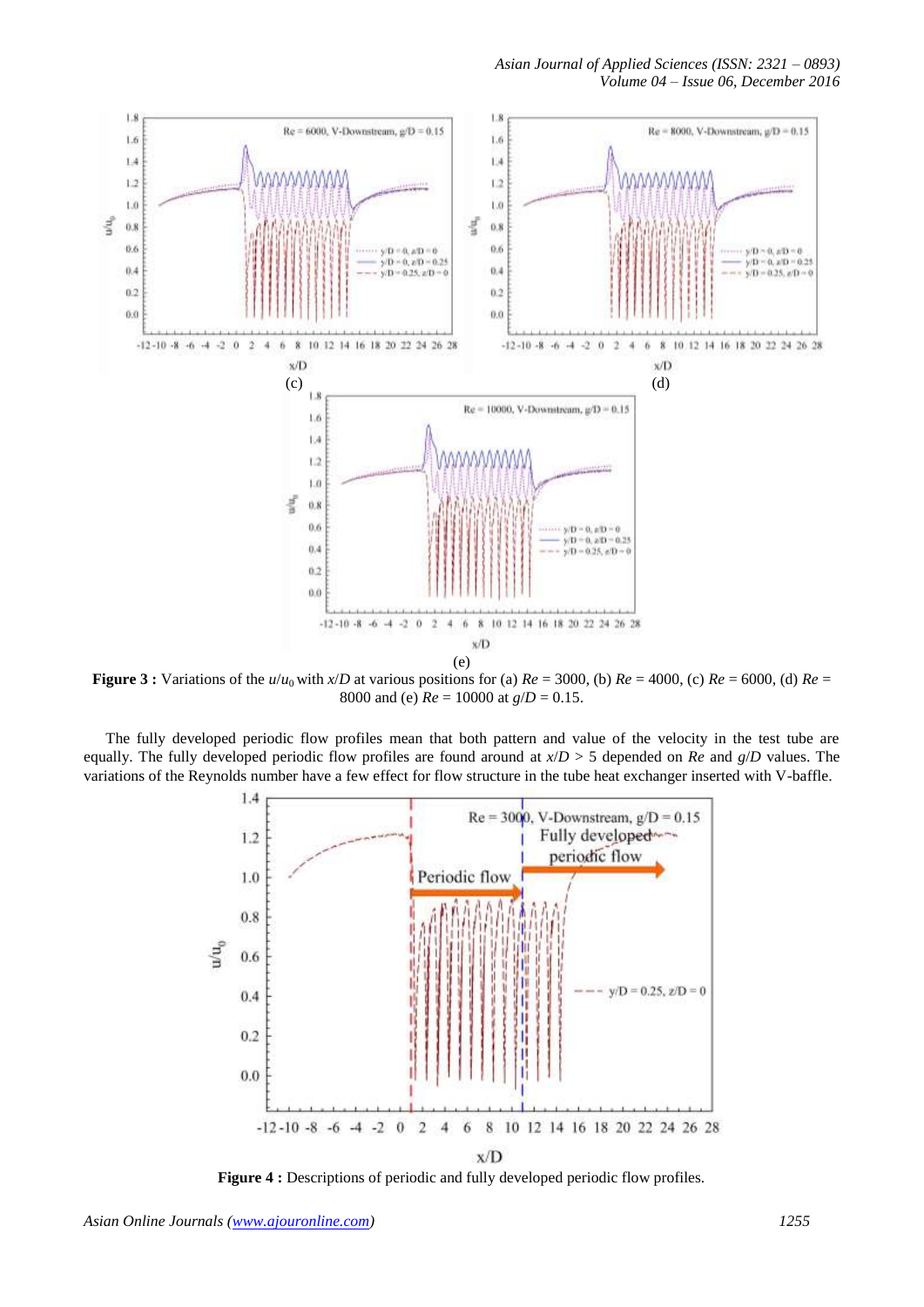(c)

(d)

(e)

**Figure 3 :** Variations of the $u/u_0$ with $x/D$ at various positions for (a) $Re$ = 3000, (b) $Re$ = 4000, (c) $Re$ = 6000, (d) $Re$ = 8000 and (e) $Re$ = 10000 at $g/D$ = 0.15.

The fully developed periodic flow profiles mean that both pattern and value of the velocity in the test tube are equally. The fully developed periodic flow profiles are found around at $x/D$ > 5 depended on $Re$ and $g/D$ values. The variations of the Reynolds number have a few effect for flow structure in the tube heat exchanger inserted with V-baffle.

**Figure 4 :** Descriptions of periodic and fully developed periodic flow profiles.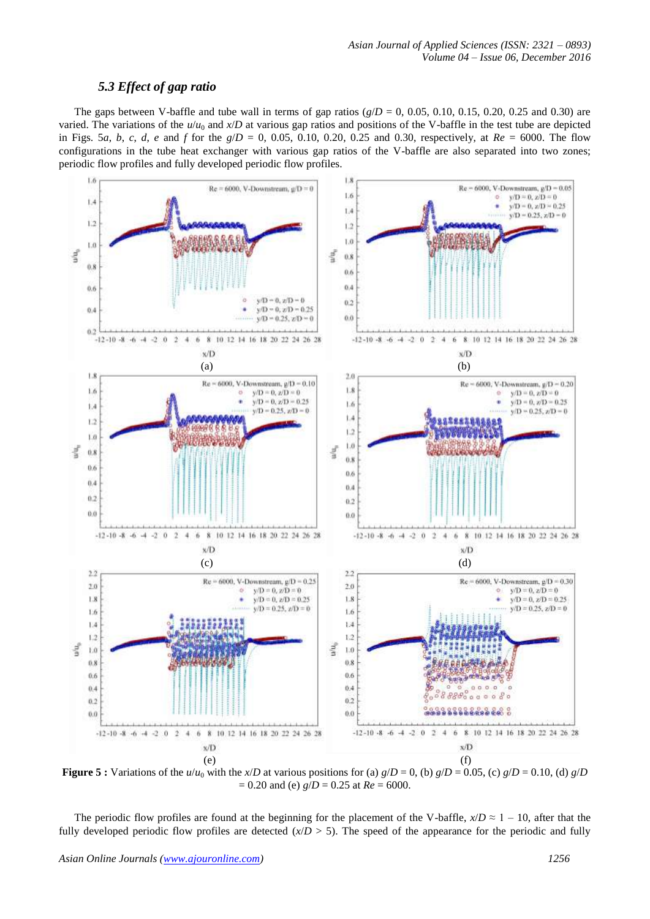### 5.3 Effect of gap ratio

The gaps between V-baffle and tube wall in terms of gap ratios ($g/D$ = 0, 0.05, 0.10, 0.15, 0.20, 0.25 and 0.30) are varied. The variations of the $u/u_0$ and $x/D$ at various gap ratios and positions of the V-baffle in the test tube are depicted in Figs. 5*a*, *b*, *c*, *d*, *e* and *f* for the $g/D$ = 0, 0.05, 0.10, 0.20, 0.25 and 0.30, respectively, at $Re$ = 6000. The flow configurations in the tube heat exchanger with various gap ratios of the V-baffle are also separated into two zones; periodic flow profiles and fully developed periodic flow profiles.

**Figure 5 :** Variations of the $u/u_0$ with the $x/D$ at various positions for (a) $g/D$ = 0, (b) $g/D$ = 0.05, (c) $g/D$ = 0.10, (d) $g/D$ = 0.20 and (e) $g/D$ = 0.25 at $Re$ = 6000.

The periodic flow profiles are found at the beginning for the placement of the V-baffle, $x/D \approx 1 - 10$, after that the fully developed periodic flow profiles are detected ($x/D > 5$). The speed of the appearance for the periodic and fully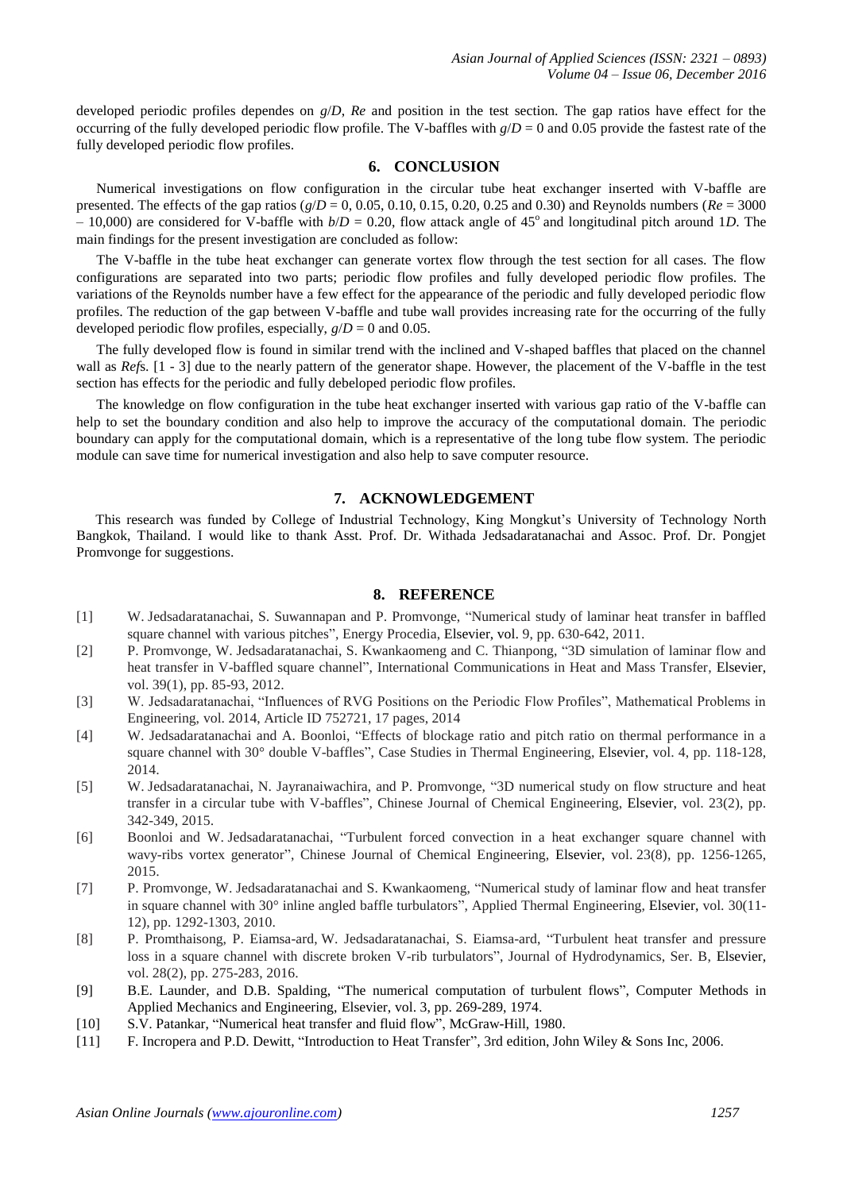developed periodic profiles dependes on $g/D$, $Re$ and position in the test section. The gap ratios have effect for the occurring of the fully developed periodic flow profile. The V-baffles with $g/D = 0$ and 0.05 provide the fastest rate of the fully developed periodic flow profiles.

## 6. CONCLUSION

Numerical investigations on flow configuration in the circular tube heat exchanger inserted with V-baffle are presented. The effects of the gap ratios ($g/D$ = 0, 0.05, 0.10, 0.15, 0.20, 0.25 and 0.30) and Reynolds numbers ($Re$ = 3000 – 10,000) are considered for V-baffle with $b/D = 0.20$, flow attack angle of 45$^{o}$ and longitudinal pitch around 1$D$. The main findings for the present investigation are concluded as follow:

The V-baffle in the tube heat exchanger can generate vortex flow through the test section for all cases. The flow configurations are separated into two parts; periodic flow profiles and fully developed periodic flow profiles. The variations of the Reynolds number have a few effect for the appearance of the periodic and fully developed periodic flow profiles. The reduction of the gap between V-baffle and tube wall provides increasing rate for the occurring of the fully developed periodic flow profiles, especially, $g/D = 0$ and 0.05.

The fully developed flow is found in similar trend with the inclined and V-shaped baffles that placed on the channel wall as *Ref*s. [1 - 3] due to the nearly pattern of the generator shape. However, the placement of the V-baffle in the test section has effects for the periodic and fully debeloped periodic flow profiles.

The knowledge on flow configuration in the tube heat exchanger inserted with various gap ratio of the V-baffle can help to set the boundary condition and also help to improve the accuracy of the computational domain. The periodic boundary can apply for the computational domain, which is a representative of the long tube flow system. The periodic module can save time for numerical investigation and also help to save computer resource.

## 7. ACKNOWLEDGEMENT

This research was funded by College of Industrial Technology, King Mongkut's University of Technology North Bangkok, Thailand. I would like to thank Asst. Prof. Dr. Withada Jedsadaratanachai and Assoc. Prof. Dr. Pongjet Promvonge for suggestions.

## 8. REFERENCE

[1] W. Jedsadaratanachai, S. Suwannapan and P. Promvonge, "Numerical study of laminar heat transfer in baffled square channel with various pitches", Energy Procedia, Elsevier, vol. 9, pp. 630-642, 2011.

[2] P. Promvonge, W. Jedsadaratanachai, S. Kwankaomeng and C. Thianpong, "3D simulation of laminar flow and heat transfer in V-baffled square channel", International Communications in Heat and Mass Transfer, Elsevier, vol. 39(1), pp. 85-93, 2012.

[3] W. Jedsadaratanachai, "Influences of RVG Positions on the Periodic Flow Profiles", Mathematical Problems in Engineering, vol. 2014, Article ID 752721, 17 pages, 2014

[4] W. Jedsadaratanachai and A. Boonloi, "Effects of blockage ratio and pitch ratio on thermal performance in a square channel with 30° double V-baffles", Case Studies in Thermal Engineering, Elsevier, vol. 4, pp. 118-128, 2014.

[5] W. Jedsadaratanachai, N. Jayranaiwachira, and P. Promvonge, "3D numerical study on flow structure and heat transfer in a circular tube with V-baffles", Chinese Journal of Chemical Engineering, Elsevier, vol. 23(2), pp. 342-349, 2015.

[6] Boonloi and W. Jedsadaratanachai, "Turbulent forced convection in a heat exchanger square channel with wavy-ribs vortex generator", Chinese Journal of Chemical Engineering, Elsevier, vol. 23(8), pp. 1256-1265, 2015.

[7] P. Promvonge, W. Jedsadaratanachai and S. Kwankaomeng, "Numerical study of laminar flow and heat transfer in square channel with 30° inline angled baffle turbulators", Applied Thermal Engineering, Elsevier, vol. 30(11-12), pp. 1292-1303, 2010.

[8] P. Promthaisong, P. Eiamsa-ard, W. Jedsadaratanachai, S. Eiamsa-ard, "Turbulent heat transfer and pressure loss in a square channel with discrete broken V-rib turbulators", Journal of Hydrodynamics, Ser. B, Elsevier, vol. 28(2), pp. 275-283, 2016.

[9] B.E. Launder, and D.B. Spalding, "The numerical computation of turbulent flows", Computer Methods in Applied Mechanics and Engineering, Elsevier, vol. 3, pp. 269-289, 1974.

[10] S.V. Patankar, "Numerical heat transfer and fluid flow", McGraw-Hill, 1980.

[11] F. Incropera and P.D. Dewitt, "Introduction to Heat Transfer", 3rd edition, John Wiley & Sons Inc, 2006.